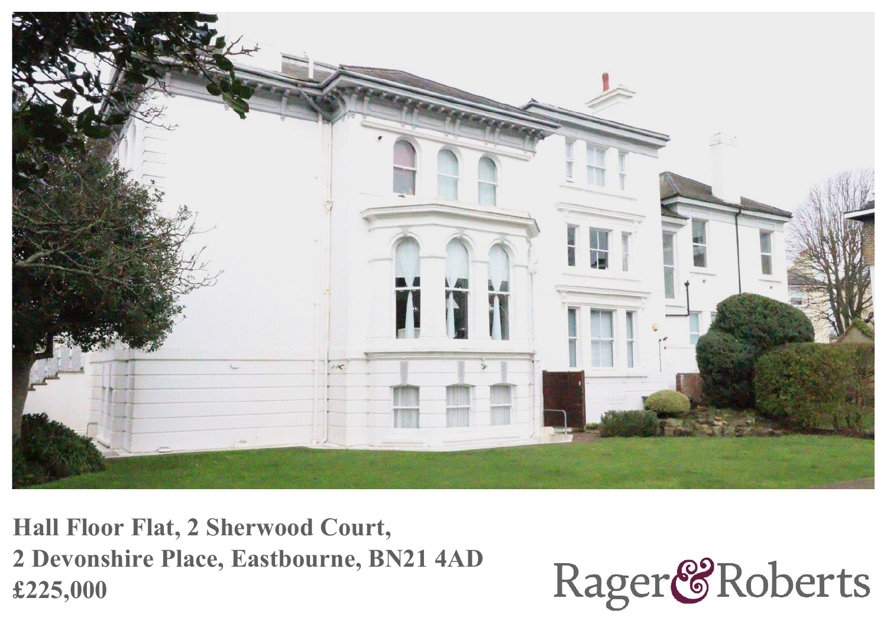**Hall Floor Flat, 2 Sherwood Court,**
**2 Devonshire Place, Eastbourne, BN21 4AD**
**£225,000**

Rager & Roberts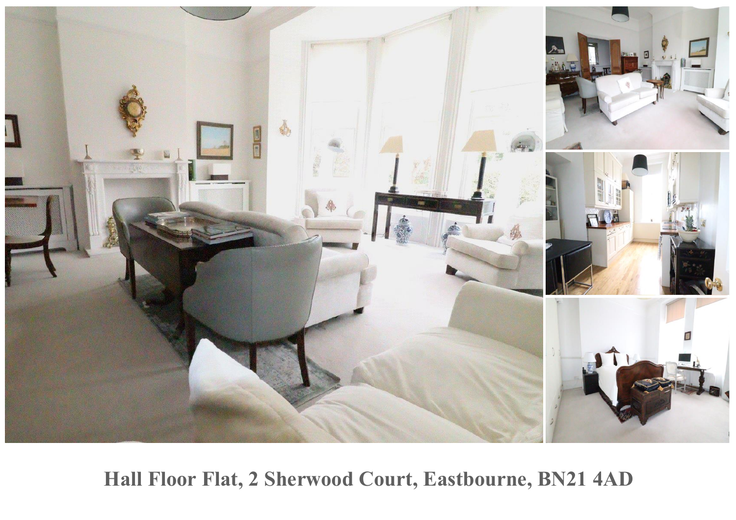Hall Floor Flat, 2 Sherwood Court, Eastbourne, BN21 4AD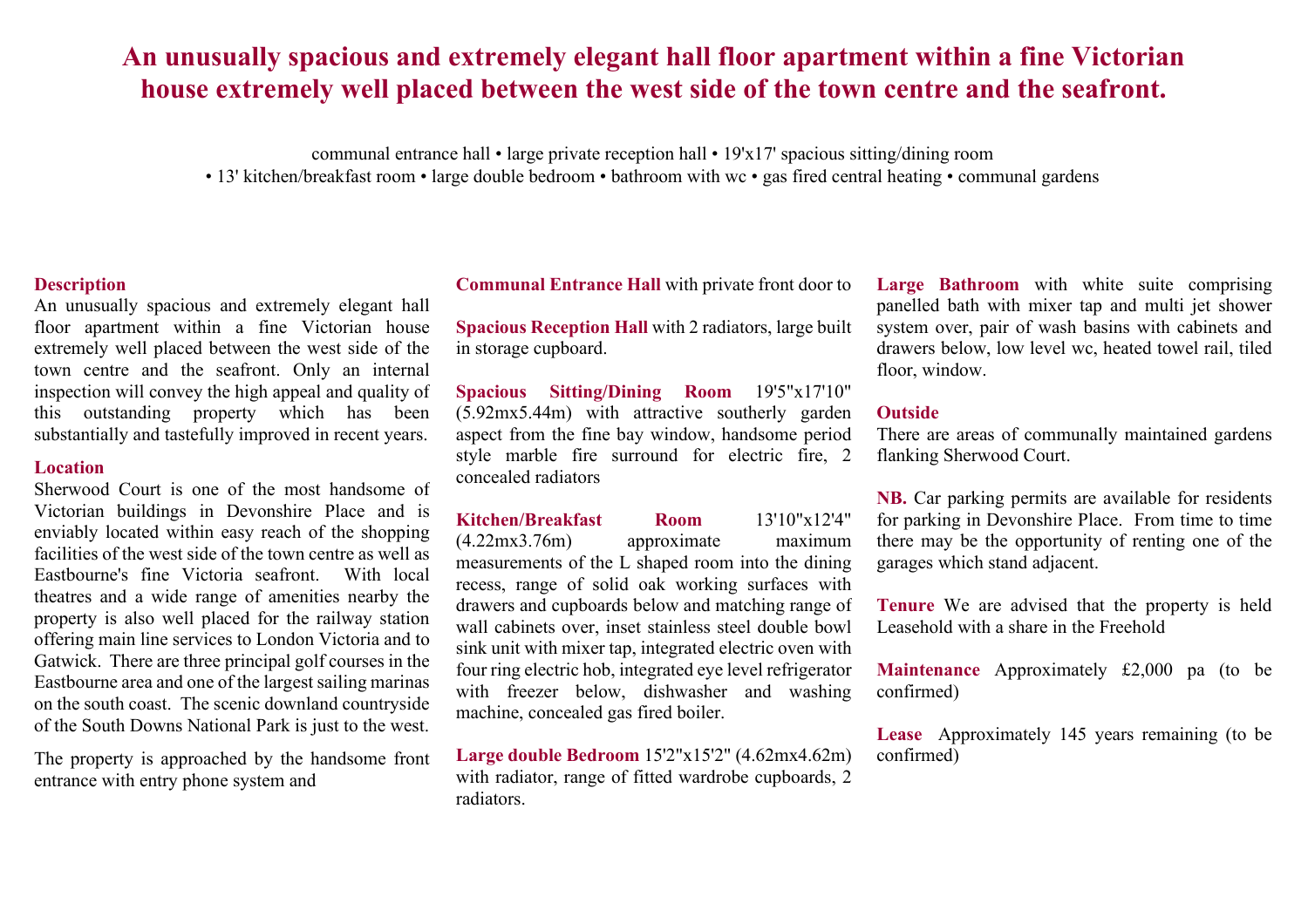# An unusually spacious and extremely elegant hall floor apartment within a fine Victorian house extremely well placed between the west side of the town centre and the seafront.

communal entrance hall • large private reception hall • 19'x17' spacious sitting/dining room • 13' kitchen/breakfast room • large double bedroom • bathroom with wc • gas fired central heating • communal gardens

## Description

An unusually spacious and extremely elegant hall floor apartment within a fine Victorian house extremely well placed between the west side of the town centre and the seafront. Only an internal inspection will convey the high appeal and quality of this outstanding property which has been substantially and tastefully improved in recent years.

## Location

Sherwood Court is one of the most handsome of Victorian buildings in Devonshire Place and is enviably located within easy reach of the shopping facilities of the west side of the town centre as well as Eastbourne's fine Victoria seafront. With local theatres and a wide range of amenities nearby the property is also well placed for the railway station offering main line services to London Victoria and to Gatwick. There are three principal golf courses in the Eastbourne area and one of the largest sailing marinas on the south coast. The scenic downland countryside of the South Downs National Park is just to the west.

The property is approached by the handsome front entrance with entry phone system and

**Communal Entrance Hall** with private front door to

**Spacious Reception Hall** with 2 radiators, large built in storage cupboard.

**Spacious Sitting/Dining Room** 19'5"x17'10" (5.92mx5.44m) with attractive southerly garden aspect from the fine bay window, handsome period style marble fire surround for electric fire, 2 concealed radiators

**Kitchen/Breakfast Room** 13'10"x12'4" (4.22mx3.76m) approximate maximum measurements of the L shaped room into the dining recess, range of solid oak working surfaces with drawers and cupboards below and matching range of wall cabinets over, inset stainless steel double bowl sink unit with mixer tap, integrated electric oven with four ring electric hob, integrated eye level refrigerator with freezer below, dishwasher and washing machine, concealed gas fired boiler.

**Large double Bedroom** 15'2"x15'2" (4.62mx4.62m) with radiator, range of fitted wardrobe cupboards, 2 radiators.

**Large Bathroom** with white suite comprising panelled bath with mixer tap and multi jet shower system over, pair of wash basins with cabinets and drawers below, low level wc, heated towel rail, tiled floor, window.

## Outside

There are areas of communally maintained gardens flanking Sherwood Court.

**NB.** Car parking permits are available for residents for parking in Devonshire Place. From time to time there may be the opportunity of renting one of the garages which stand adjacent.

**Tenure** We are advised that the property is held Leasehold with a share in the Freehold

**Maintenance** Approximately £2,000 pa (to be confirmed)

**Lease** Approximately 145 years remaining (to be confirmed)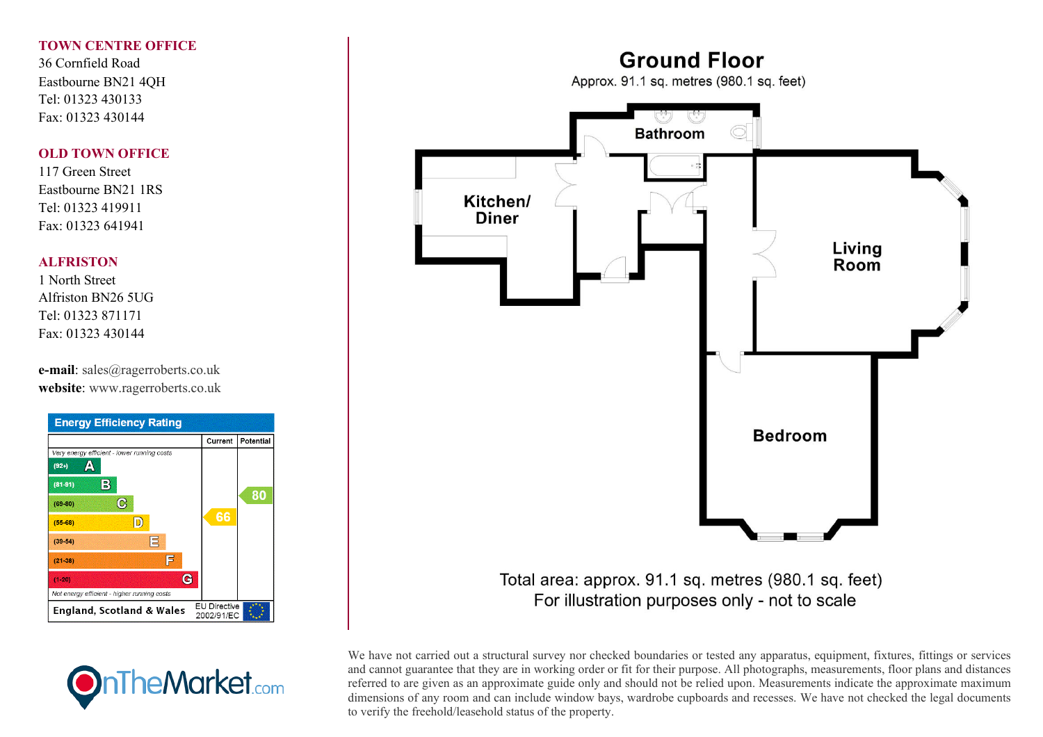**TOWN CENTRE OFFICE**
36 Cornfield Road
Eastbourne BN21 4QH
Tel: 01323 430133
Fax: 01323 430144

**OLD TOWN OFFICE**
117 Green Street
Eastbourne BN21 1RS
Tel: 01323 419911
Fax: 01323 641941

**ALFRISTON**
1 North Street
Alfriston BN26 5UG
Tel: 01323 871171
Fax: 01323 430144

**e-mail**: sales@ragerroberts.co.uk
**website**: www.ragerroberts.co.uk

Energy Efficiency Rating

Current
Potential

Very energy efficient - lower running costs
(92+) A
(81-91) B
(69-80) C
(55-68) D
(39-54) E
(21-38) F
(1-20) G
Not energy efficient - higher running costs

66
80

England, Scotland & Wales
EU Directive 2002/91/EC

OnTheMarket.com

# Ground Floor

Approx. 91.1 sq. metres (980.1 sq. feet)

Bathroom
Kitchen/ Diner
Living Room
Bedroom

Total area: approx. 91.1 sq. metres (980.1 sq. feet)
For illustration purposes only - not to scale

We have not carried out a structural survey nor checked boundaries or tested any apparatus, equipment, fixtures, fittings or services and cannot guarantee that they are in working order or fit for their purpose. All photographs, measurements, floor plans and distances referred to are given as an approximate guide only and should not be relied upon. Measurements indicate the approximate maximum dimensions of any room and can include window bays, wardrobe cupboards and recesses. We have not checked the legal documents to verify the freehold/leasehold status of the property.